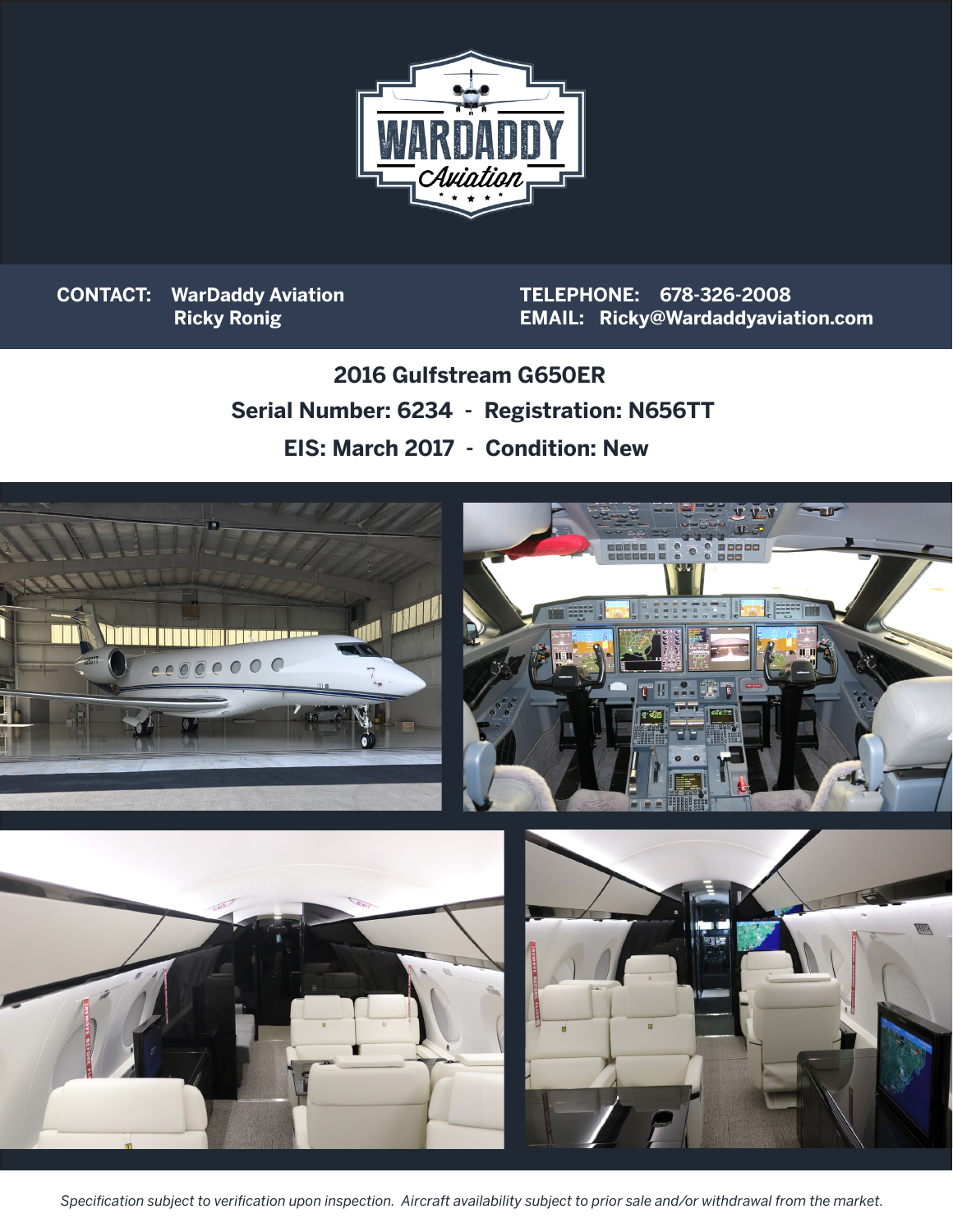**CONTACT:** WarDaddy Aviation
Ricky Ronig

**TELEPHONE:** 678-326-2008
**EMAIL:** Ricky@Wardaddyaviation.com

## 2016 Gulfstream G650ER

### Serial Number: 6234 - Registration: N656TT

### EIS: March 2017 - Condition: New

*Specification subject to verification upon inspection. Aircraft availability subject to prior sale and/or withdrawal from the market.*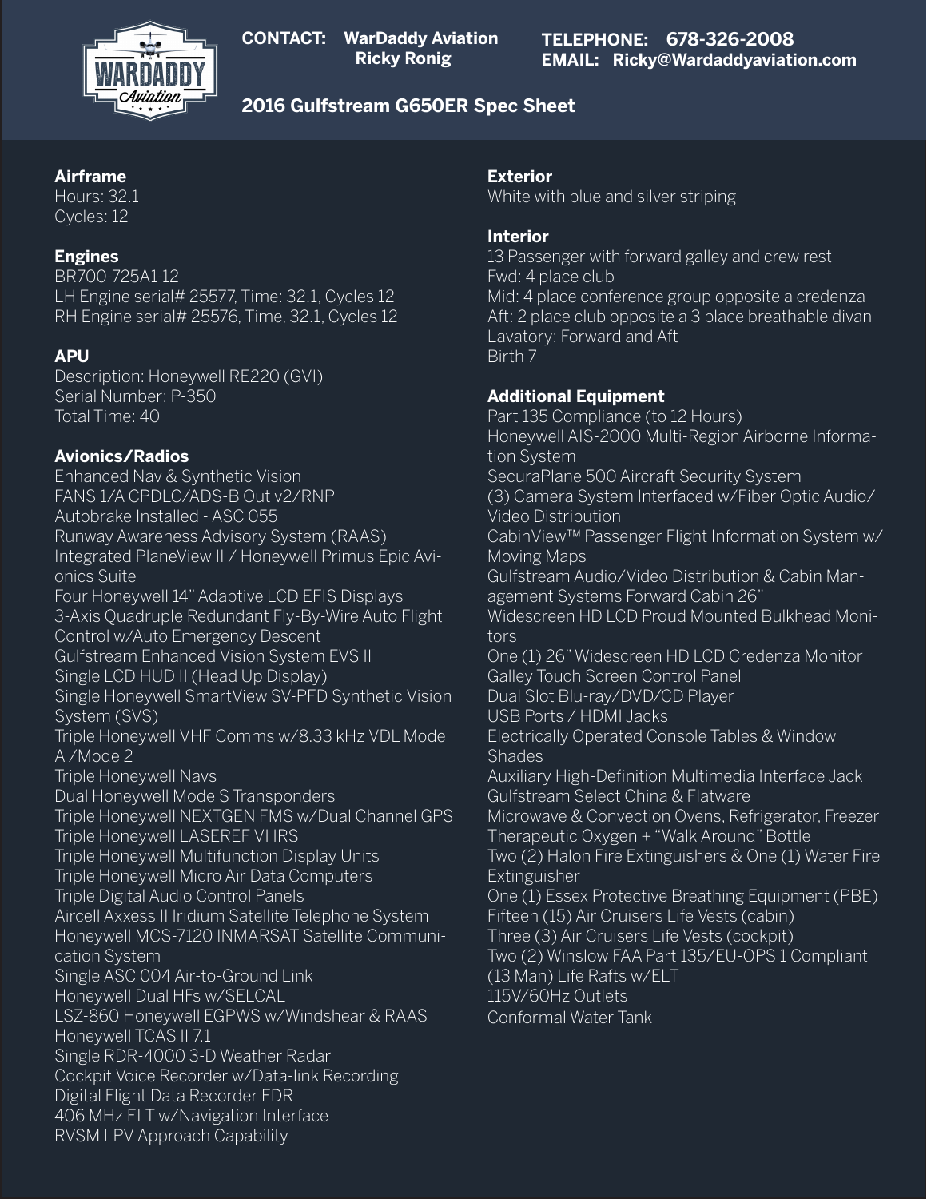CONTACT: WarDaddy Aviation
Ricky Ronig

TELEPHONE: 678-326-2008
EMAIL: Ricky@Wardaddyaviation.com

## 2016 Gulfstream G650ER Spec Sheet

### Airframe
Hours: 32.1
Cycles: 12

### Engines
BR700-725A1-12
LH Engine serial# 25577, Time: 32.1, Cycles 12
RH Engine serial# 25576, Time, 32.1, Cycles 12

### APU
Description: Honeywell RE220 (GVI)
Serial Number: P-350
Total Time: 40

### Avionics/Radios
Enhanced Nav & Synthetic Vision
FANS 1/A CPDLC/ADS-B Out v2/RNP
Autobrake Installed - ASC 055
Runway Awareness Advisory System (RAAS)
Integrated PlaneView II / Honeywell Primus Epic Avionics Suite
Four Honeywell 14" Adaptive LCD EFIS Displays
3-Axis Quadruple Redundant Fly-By-Wire Auto Flight Control w/Auto Emergency Descent
Gulfstream Enhanced Vision System EVS II
Single LCD HUD II (Head Up Display)
Single Honeywell SmartView SV-PFD Synthetic Vision System (SVS)
Triple Honeywell VHF Comms w/8.33 kHz VDL Mode A /Mode 2
Triple Honeywell Navs
Dual Honeywell Mode S Transponders
Triple Honeywell NEXTGEN FMS w/Dual Channel GPS
Triple Honeywell LASEREF VI IRS
Triple Honeywell Multifunction Display Units
Triple Honeywell Micro Air Data Computers
Triple Digital Audio Control Panels
Aircell Axxess II Iridium Satellite Telephone System
Honeywell MCS-7120 INMARSAT Satellite Communication System
Single ASC 004 Air-to-Ground Link
Honeywell Dual HFs w/SELCAL
LSZ-860 Honeywell EGPWS w/Windshear & RAAS
Honeywell TCAS II 7.1
Single RDR-4000 3-D Weather Radar
Cockpit Voice Recorder w/Data-link Recording
Digital Flight Data Recorder FDR
406 MHz ELT w/Navigation Interface
RVSM LPV Approach Capability

### Exterior
White with blue and silver striping

### Interior
13 Passenger with forward galley and crew rest
Fwd: 4 place club
Mid: 4 place conference group opposite a credenza
Aft: 2 place club opposite a 3 place breathable divan
Lavatory: Forward and Aft
Birth 7

### Additional Equipment
Part 135 Compliance (to 12 Hours)
Honeywell AIS-2000 Multi-Region Airborne Information System
SecuraPlane 500 Aircraft Security System
(3) Camera System Interfaced w/Fiber Optic Audio/Video Distribution
CabinView™ Passenger Flight Information System w/Moving Maps
Gulfstream Audio/Video Distribution & Cabin Management Systems Forward Cabin 26"
Widescreen HD LCD Proud Mounted Bulkhead Monitors
One (1) 26" Widescreen HD LCD Credenza Monitor
Galley Touch Screen Control Panel
Dual Slot Blu-ray/DVD/CD Player
USB Ports / HDMI Jacks
Electrically Operated Console Tables & Window Shades
Auxiliary High-Definition Multimedia Interface Jack
Gulfstream Select China & Flatware
Microwave & Convection Ovens, Refrigerator, Freezer
Therapeutic Oxygen + "Walk Around" Bottle
Two (2) Halon Fire Extinguishers & One (1) Water Fire Extinguisher
One (1) Essex Protective Breathing Equipment (PBE)
Fifteen (15) Air Cruisers Life Vests (cabin)
Three (3) Air Cruisers Life Vests (cockpit)
Two (2) Winslow FAA Part 135/EU-OPS 1 Compliant (13 Man) Life Rafts w/ELT
115V/60Hz Outlets
Conformal Water Tank